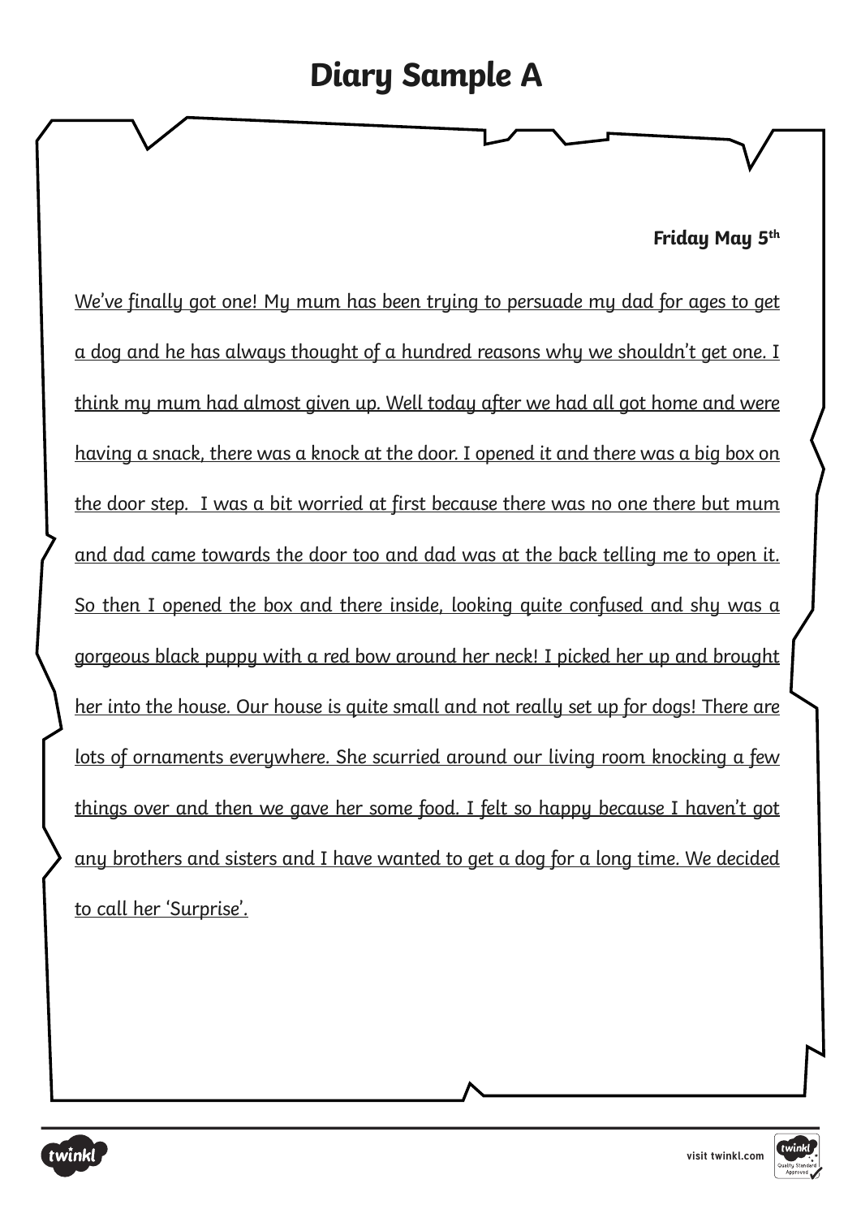# Diary Sample A

**Friday May 5th**

We've finally got one! My mum has been trying to persuade my dad for ages to get a dog and he has always thought of a hundred reasons why we shouldn't get one. I think my mum had almost given up. Well today after we had all got home and were having a snack, there was a knock at the door. I opened it and there was a big box on the door step.  I was a bit worried at first because there was no one there but mum and dad came towards the door too and dad was at the back telling me to open it. So then I opened the box and there inside, looking quite confused and shy was a gorgeous black puppy with a red bow around her neck! I picked her up and brought her into the house. Our house is quite small and not really set up for dogs! There are lots of ornaments everywhere. She scurried around our living room knocking a few things over and then we gave her some food. I felt so happy because I haven't got any brothers and sisters and I have wanted to get a dog for a long time. We decided to call her 'Surprise'.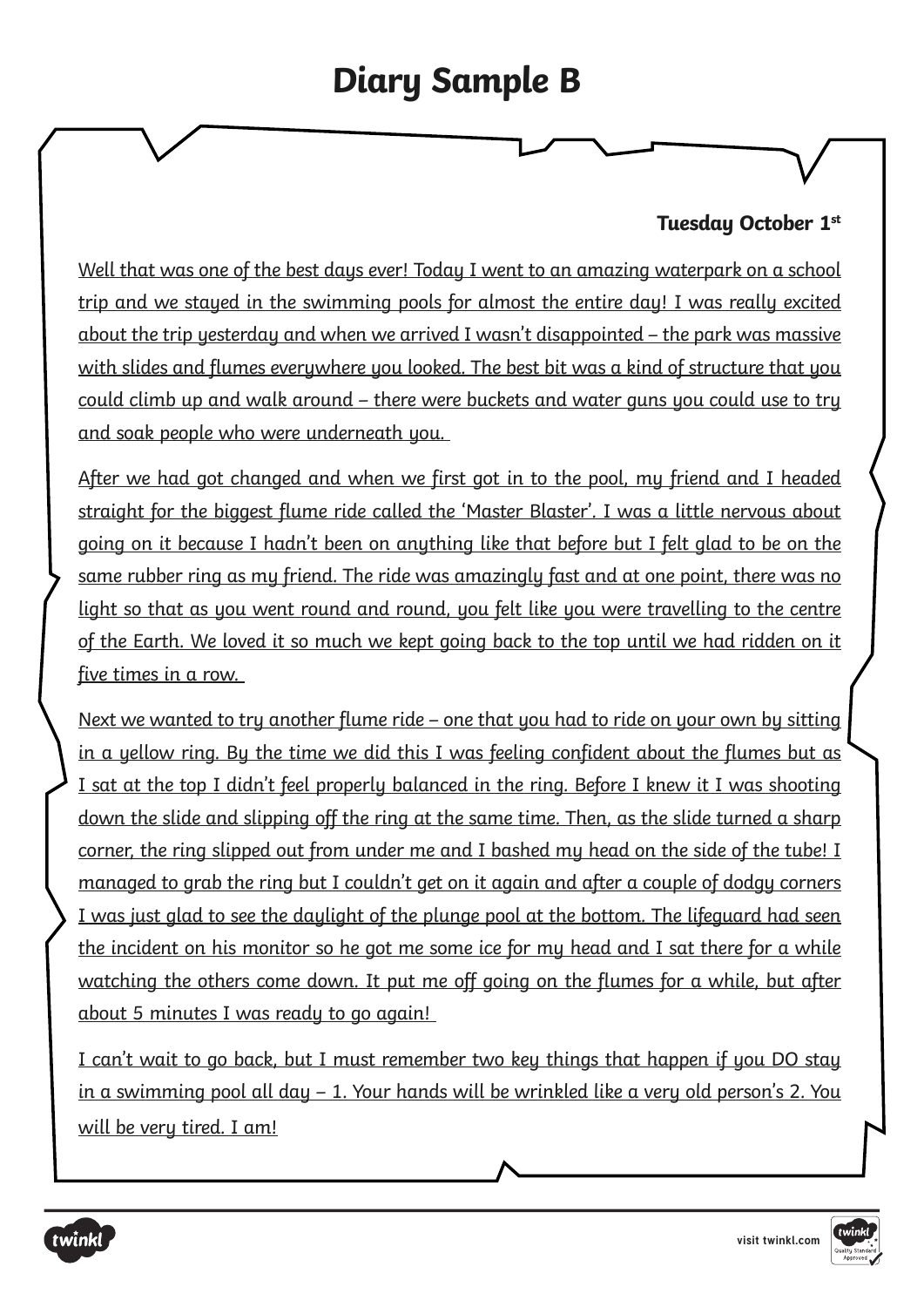# Diary Sample B

**Tuesday October 1st**

Well that was one of the best days ever! Today I went to an amazing waterpark on a school trip and we stayed in the swimming pools for almost the entire day! I was really excited about the trip yesterday and when we arrived I wasn't disappointed – the park was massive with slides and flumes everywhere you looked. The best bit was a kind of structure that you could climb up and walk around – there were buckets and water guns you could use to try and soak people who were underneath you.

After we had got changed and when we first got in to the pool, my friend and I headed straight for the biggest flume ride called the 'Master Blaster'. I was a little nervous about going on it because I hadn't been on anything like that before but I felt glad to be on the same rubber ring as my friend. The ride was amazingly fast and at one point, there was no light so that as you went round and round, you felt like you were travelling to the centre of the Earth. We loved it so much we kept going back to the top until we had ridden on it five times in a row.

Next we wanted to try another flume ride – one that you had to ride on your own by sitting in a yellow ring. By the time we did this I was feeling confident about the flumes but as I sat at the top I didn't feel properly balanced in the ring. Before I knew it I was shooting down the slide and slipping off the ring at the same time. Then, as the slide turned a sharp corner, the ring slipped out from under me and I bashed my head on the side of the tube! I managed to grab the ring but I couldn't get on it again and after a couple of dodgy corners I was just glad to see the daylight of the plunge pool at the bottom. The lifeguard had seen the incident on his monitor so he got me some ice for my head and I sat there for a while watching the others come down. It put me off going on the flumes for a while, but after about 5 minutes I was ready to go again!

I can't wait to go back, but I must remember two key things that happen if you DO stay in a swimming pool all day – 1. Your hands will be wrinkled like a very old person's 2. You will be very tired. I am!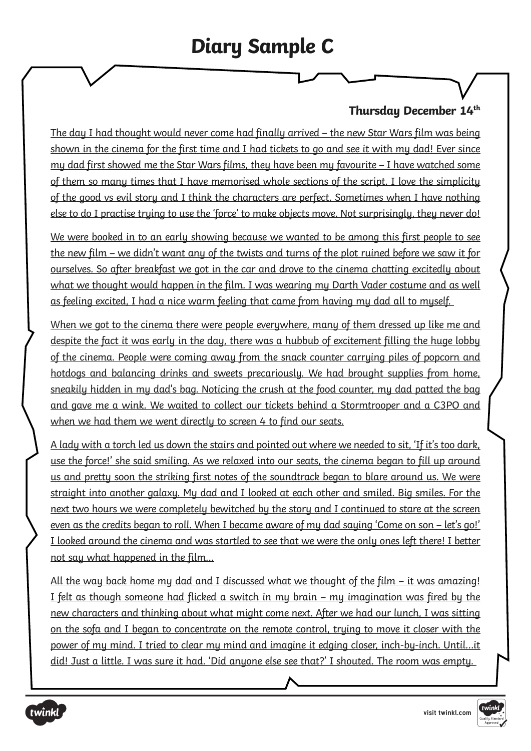# Diary Sample C

**Thursday December 14th**

The day I had thought would never come had finally arrived – the new Star Wars film was being shown in the cinema for the first time and I had tickets to go and see it with my dad! Ever since my dad first showed me the Star Wars films, they have been my favourite – I have watched some of them so many times that I have memorised whole sections of the script. I love the simplicity of the good vs evil story and I think the characters are perfect. Sometimes when I have nothing else to do I practise trying to use the 'force' to make objects move. Not surprisingly, they never do!

We were booked in to an early showing because we wanted to be among this first people to see the new film – we didn't want any of the twists and turns of the plot ruined before we saw it for ourselves. So after breakfast we got in the car and drove to the cinema chatting excitedly about what we thought would happen in the film. I was wearing my Darth Vader costume and as well as feeling excited, I had a nice warm feeling that came from having my dad all to myself.

When we got to the cinema there were people everywhere, many of them dressed up like me and despite the fact it was early in the day, there was a hubbub of excitement filling the huge lobby of the cinema. People were coming away from the snack counter carrying piles of popcorn and hotdogs and balancing drinks and sweets precariously. We had brought supplies from home, sneakily hidden in my dad's bag. Noticing the crush at the food counter, my dad patted the bag and gave me a wink. We waited to collect our tickets behind a Stormtrooper and a C3PO and when we had them we went directly to screen 4 to find our seats.

A lady with a torch led us down the stairs and pointed out where we needed to sit, 'If it's too dark, use the force!' she said smiling. As we relaxed into our seats, the cinema began to fill up around us and pretty soon the striking first notes of the soundtrack began to blare around us. We were straight into another galaxy. My dad and I looked at each other and smiled. Big smiles. For the next two hours we were completely bewitched by the story and I continued to stare at the screen even as the credits began to roll. When I became aware of my dad saying 'Come on son – let's go!' I looked around the cinema and was startled to see that we were the only ones left there! I better not say what happened in the film…

All the way back home my dad and I discussed what we thought of the film – it was amazing! I felt as though someone had flicked a switch in my brain – my imagination was fired by the new characters and thinking about what might come next. After we had our lunch, I was sitting on the sofa and I began to concentrate on the remote control, trying to move it closer with the power of my mind. I tried to clear my mind and imagine it edging closer, inch-by-inch. Until…it did! Just a little. I was sure it had. 'Did anyone else see that?' I shouted. The room was empty.